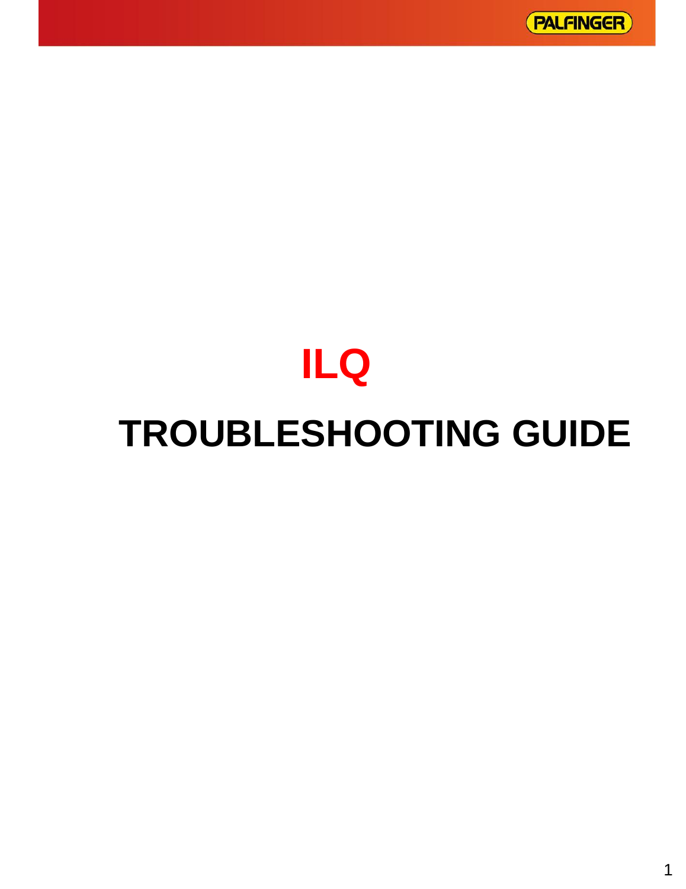# ILQ

# TROUBLESHOOTING GUIDE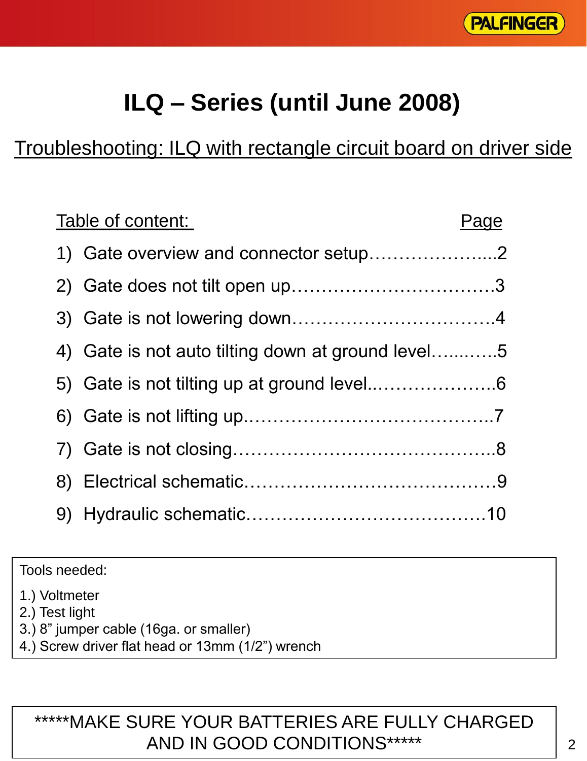# ILQ – Series (until June 2008)

## Troubleshooting: ILQ with rectangle circuit board on driver side

| Table of content: | Page |
|---|---|
| 1) Gate overview and connector setup | 2 |
| 2) Gate does not tilt open up | 3 |
| 3) Gate is not lowering down | 4 |
| 4) Gate is not auto tilting down at ground level | 5 |
| 5) Gate is not tilting up at ground level | 6 |
| 6) Gate is not lifting up | 7 |
| 7) Gate is not closing | 8 |
| 8) Electrical schematic | 9 |
| 9) Hydraulic schematic | 10 |

Tools needed:

1.) Voltmeter
2.) Test light
3.) 8" jumper cable (16ga. or smaller)
4.) Screw driver flat head or 13mm (1/2") wrench

*****MAKE SURE YOUR BATTERIES ARE FULLY CHARGED AND IN GOOD CONDITIONS*****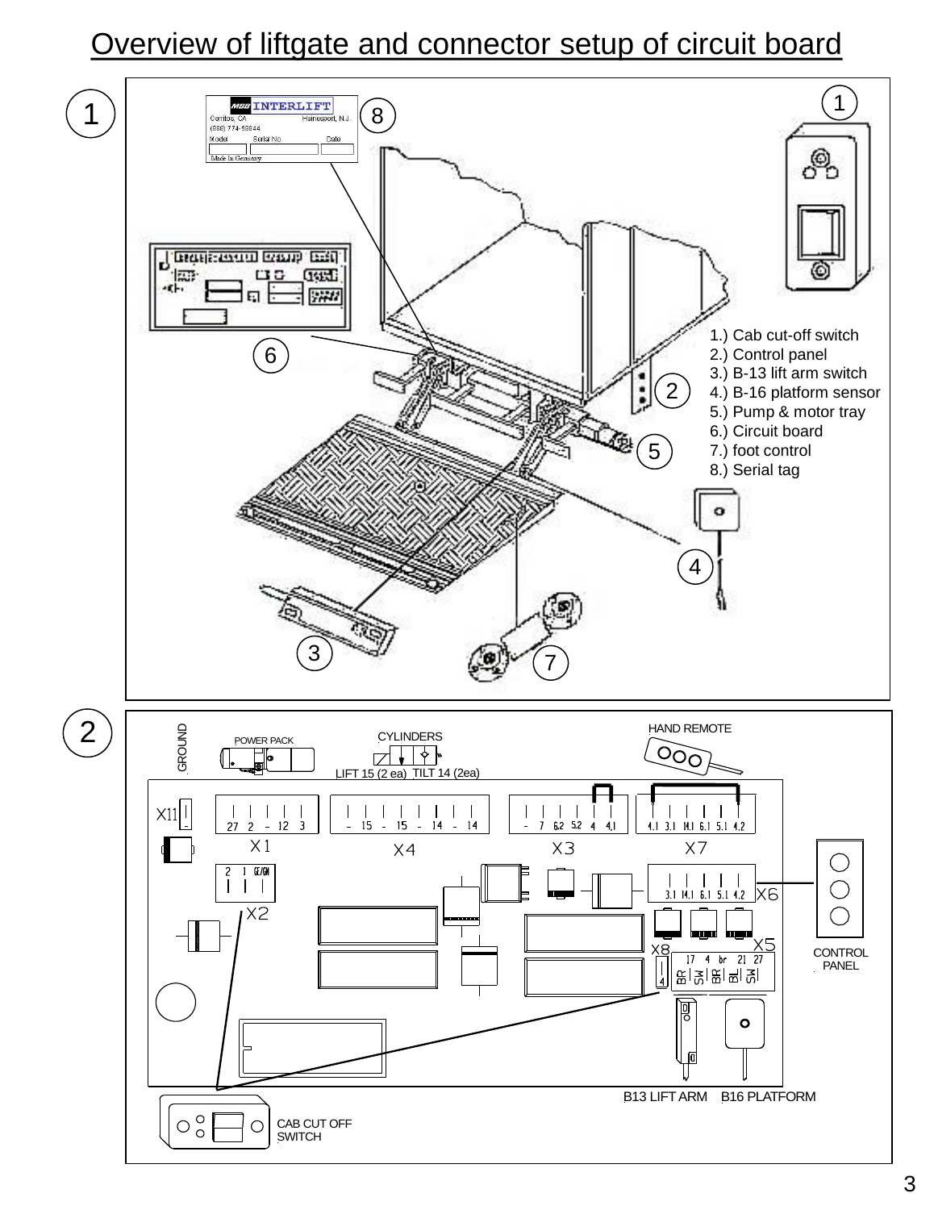# Overview of liftgate and connector setup of circuit board

1

1.) Cab cut-off switch
2.) Control panel
3.) B-13 lift arm switch
4.) B-16 platform sensor
5.) Pump & motor tray
6.) Circuit board
7.) foot control
8.) Serial tag

MBB INTERLIFT
Cerritos, CA Hainesport, N.J.
(888) 774-59844
Model Serial No. Date
Made In Germany

2

GROUND

POWER PACK

CYLINDERS

LIFT 15 (2 ea) TILT 14 (2ea)

HAND REMOTE

X11

X1: 27 2 – 12 3

X4: – 15 – 15 – 14 – 14

X3: – 7 6.2 5.2 4 4.1

X7: 4.1 3.1 14.1 6.1 5.1 4.2

X2: 2 1 GE/GN

X6: 3.1 14.1 6.1 5.1 4.2

X8: 4

X5: 17 4 br 21 27 / BR SW BR BL SW

CONTROL PANEL

B13 LIFT ARM B16 PLATFORM

CAB CUT OFF SWITCH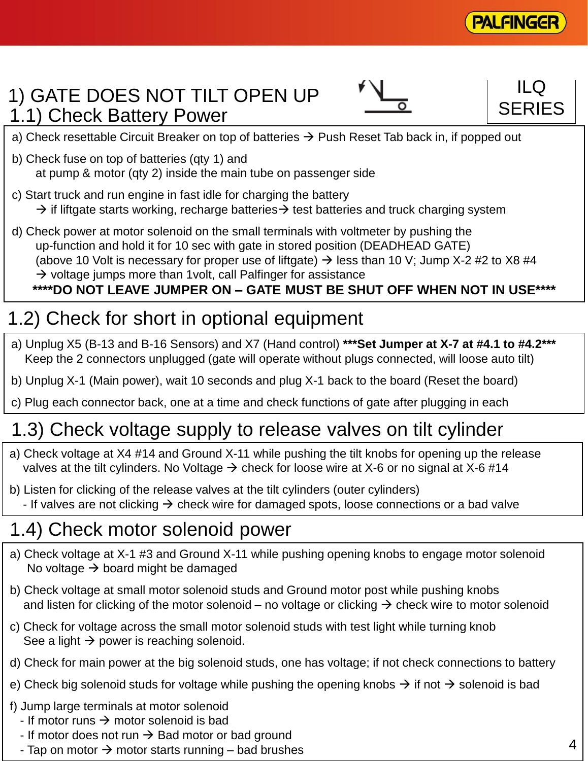ILQ SERIES

# 1) GATE DOES NOT TILT OPEN UP

## 1.1) Check Battery Power

a) Check resettable Circuit Breaker on top of batteries → Push Reset Tab back in, if popped out

b) Check fuse on top of batteries (qty 1) and
at pump & motor (qty 2) inside the main tube on passenger side

c) Start truck and run engine in fast idle for charging the battery
→ if liftgate starts working, recharge batteries→ test batteries and truck charging system

d) Check power at motor solenoid on the small terminals with voltmeter by pushing the
up-function and hold it for 10 sec with gate in stored position (DEADHEAD GATE)
(above 10 Volt is necessary for proper use of liftgate) → less than 10 V; Jump X-2 #2 to X8 #4
→ voltage jumps more than 1volt, call Palfinger for assistance

**\*\*\*\*DO NOT LEAVE JUMPER ON – GATE MUST BE SHUT OFF WHEN NOT IN USE\*\*\*\***

## 1.2) Check for short in optional equipment

a) Unplug X5 (B-13 and B-16 Sensors) and X7 (Hand control) **\*\*\*Set Jumper at X-7 at #4.1 to #4.2\*\*\***
Keep the 2 connectors unplugged (gate will operate without plugs connected, will loose auto tilt)

b) Unplug X-1 (Main power), wait 10 seconds and plug X-1 back to the board (Reset the board)

c) Plug each connector back, one at a time and check functions of gate after plugging in each

## 1.3) Check voltage supply to release valves on tilt cylinder

a) Check voltage at X4 #14 and Ground X-11 while pushing the tilt knobs for opening up the release
valves at the tilt cylinders. No Voltage → check for loose wire at X-6 or no signal at X-6 #14

b) Listen for clicking of the release valves at the tilt cylinders (outer cylinders)
- If valves are not clicking → check wire for damaged spots, loose connections or a bad valve

## 1.4) Check motor solenoid power

a) Check voltage at X-1 #3 and Ground X-11 while pushing opening knobs to engage motor solenoid
No voltage → board might be damaged

b) Check voltage at small motor solenoid studs and Ground motor post while pushing knobs
and listen for clicking of the motor solenoid – no voltage or clicking → check wire to motor solenoid

c) Check for voltage across the small motor solenoid studs with test light while turning knob
See a light → power is reaching solenoid.

d) Check for main power at the big solenoid studs, one has voltage; if not check connections to battery

e) Check big solenoid studs for voltage while pushing the opening knobs → if not → solenoid is bad

f) Jump large terminals at motor solenoid
- If motor runs → motor solenoid is bad
- If motor does not run → Bad motor or bad ground
- Tap on motor → motor starts running – bad brushes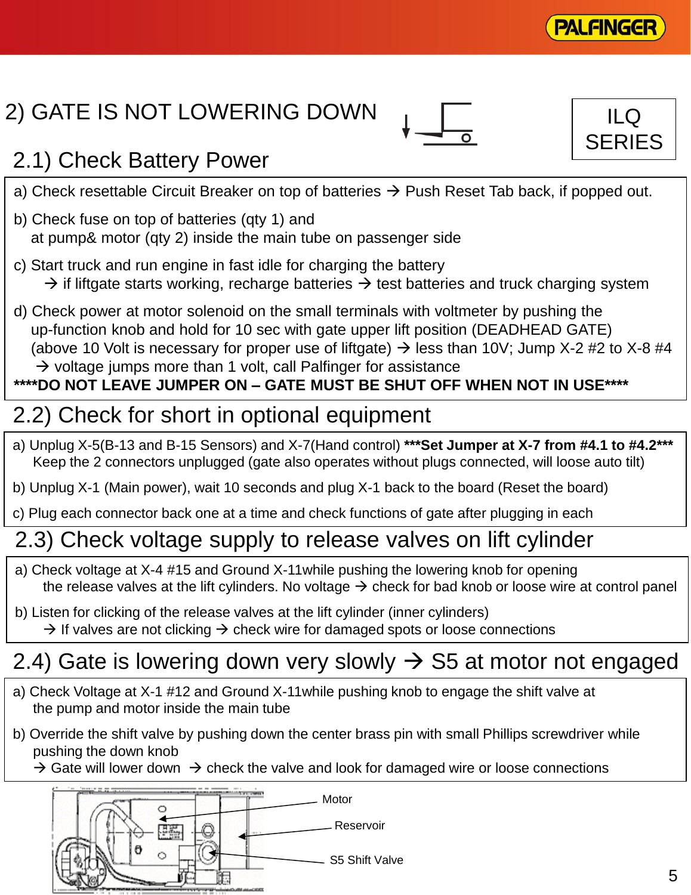# 2) GATE IS NOT LOWERING DOWN

ILQ SERIES

## 2.1) Check Battery Power

a) Check resettable Circuit Breaker on top of batteries → Push Reset Tab back, if popped out.

b) Check fuse on top of batteries (qty 1) and
at pump& motor (qty 2) inside the main tube on passenger side

c) Start truck and run engine in fast idle for charging the battery
→ if liftgate starts working, recharge batteries → test batteries and truck charging system

d) Check power at motor solenoid on the small terminals with voltmeter by pushing the
up-function knob and hold for 10 sec with gate upper lift position (DEADHEAD GATE)
(above 10 Volt is necessary for proper use of liftgate) → less than 10V; Jump X-2 #2 to X-8 #4
→ voltage jumps more than 1 volt, call Palfinger for assistance

**\*\*\*\*DO NOT LEAVE JUMPER ON – GATE MUST BE SHUT OFF WHEN NOT IN USE\*\*\*\***

## 2.2) Check for short in optional equipment

a) Unplug X-5(B-13 and B-15 Sensors) and X-7(Hand control) **\*\*\*Set Jumper at X-7 from #4.1 to #4.2\*\*\***
Keep the 2 connectors unplugged (gate also operates without plugs connected, will loose auto tilt)

b) Unplug X-1 (Main power), wait 10 seconds and plug X-1 back to the board (Reset the board)

c) Plug each connector back one at a time and check functions of gate after plugging in each

## 2.3) Check voltage supply to release valves on lift cylinder

a) Check voltage at X-4 #15 and Ground X-11while pushing the lowering knob for opening
the release valves at the lift cylinders. No voltage → check for bad knob or loose wire at control panel

b) Listen for clicking of the release valves at the lift cylinder (inner cylinders)
→ If valves are not clicking → check wire for damaged spots or loose connections

## 2.4) Gate is lowering down very slowly → S5 at motor not engaged

a) Check Voltage at X-1 #12 and Ground X-11while pushing knob to engage the shift valve at
the pump and motor inside the main tube

b) Override the shift valve by pushing down the center brass pin with small Phillips screwdriver while
pushing the down knob
→ Gate will lower down → check the valve and look for damaged wire or loose connections

Motor
Reservoir
S5 Shift Valve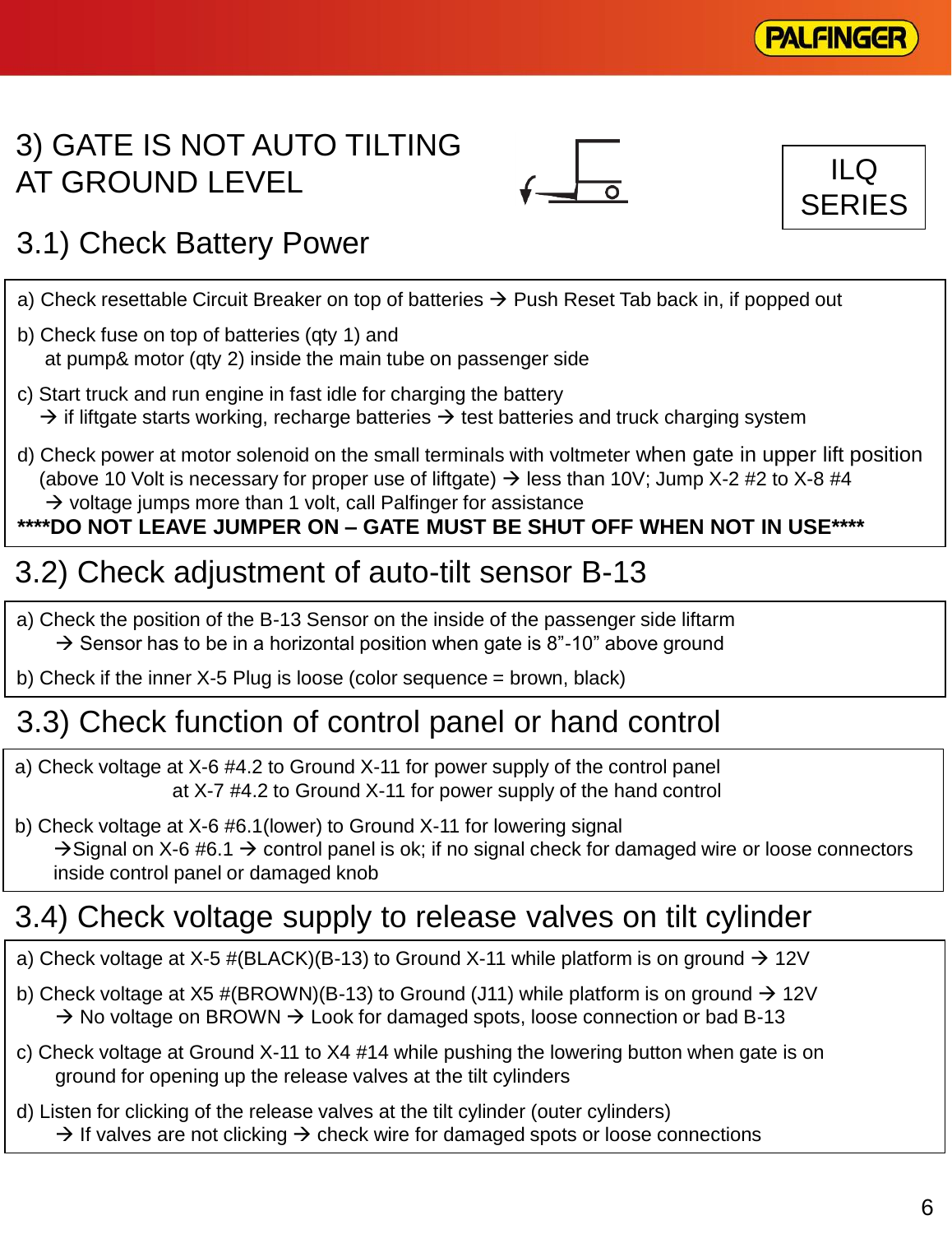# 3) GATE IS NOT AUTO TILTING AT GROUND LEVEL

ILQ SERIES

## 3.1) Check Battery Power

a) Check resettable Circuit Breaker on top of batteries → Push Reset Tab back in, if popped out

b) Check fuse on top of batteries (qty 1) and
at pump& motor (qty 2) inside the main tube on passenger side

c) Start truck and run engine in fast idle for charging the battery
→ if liftgate starts working, recharge batteries → test batteries and truck charging system

d) Check power at motor solenoid on the small terminals with voltmeter when gate in upper lift position (above 10 Volt is necessary for proper use of liftgate) → less than 10V; Jump X-2 #2 to X-8 #4
→ voltage jumps more than 1 volt, call Palfinger for assistance

**\*\*\*\*DO NOT LEAVE JUMPER ON – GATE MUST BE SHUT OFF WHEN NOT IN USE\*\*\*\***

## 3.2) Check adjustment of auto-tilt sensor B-13

a) Check the position of the B-13 Sensor on the inside of the passenger side liftarm
→ Sensor has to be in a horizontal position when gate is 8”-10” above ground

b) Check if the inner X-5 Plug is loose (color sequence = brown, black)

## 3.3) Check function of control panel or hand control

a) Check voltage at X-6 #4.2 to Ground X-11 for power supply of the control panel
at X-7 #4.2 to Ground X-11 for power supply of the hand control

b) Check voltage at X-6 #6.1(lower) to Ground X-11 for lowering signal
→Signal on X-6 #6.1 → control panel is ok; if no signal check for damaged wire or loose connectors inside control panel or damaged knob

## 3.4) Check voltage supply to release valves on tilt cylinder

a) Check voltage at X-5 #(BLACK)(B-13) to Ground X-11 while platform is on ground → 12V

b) Check voltage at X5 #(BROWN)(B-13) to Ground (J11) while platform is on ground → 12V
→ No voltage on BROWN → Look for damaged spots, loose connection or bad B-13

c) Check voltage at Ground X-11 to X4 #14 while pushing the lowering button when gate is on ground for opening up the release valves at the tilt cylinders

d) Listen for clicking of the release valves at the tilt cylinder (outer cylinders)
→ If valves are not clicking → check wire for damaged spots or loose connections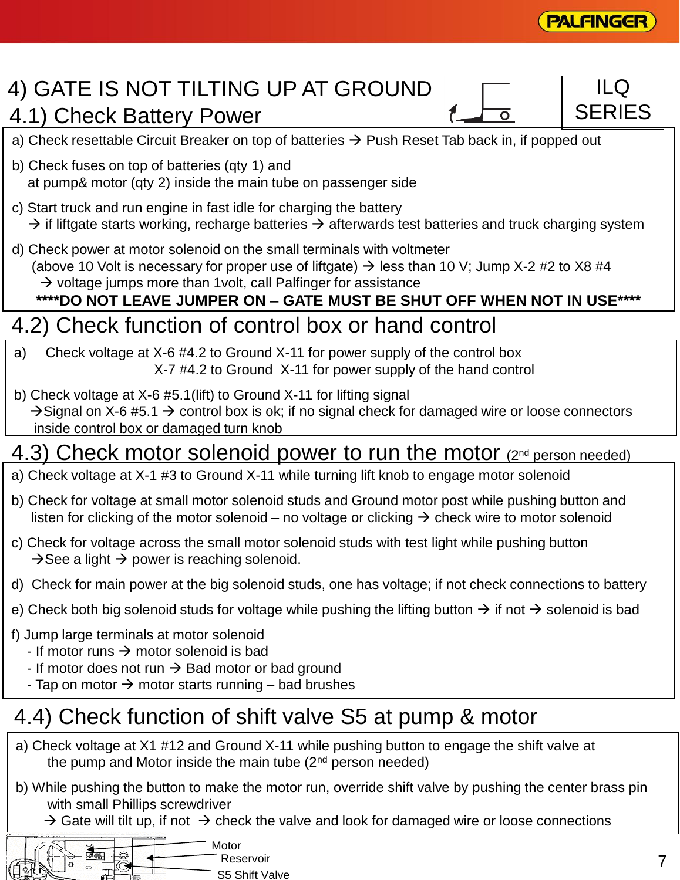# 4) GATE IS NOT TILTING UP AT GROUND

ILQ SERIES

## 4.1) Check Battery Power

a) Check resettable Circuit Breaker on top of batteries → Push Reset Tab back in, if popped out

b) Check fuses on top of batteries (qty 1) and
   at pump& motor (qty 2) inside the main tube on passenger side

c) Start truck and run engine in fast idle for charging the battery
   → if liftgate starts working, recharge batteries → afterwards test batteries and truck charging system

d) Check power at motor solenoid on the small terminals with voltmeter
   (above 10 Volt is necessary for proper use of liftgate) → less than 10 V; Jump X-2 #2 to X8 #4
   → voltage jumps more than 1volt, call Palfinger for assistance

**\*\*\*\*DO NOT LEAVE JUMPER ON – GATE MUST BE SHUT OFF WHEN NOT IN USE\*\*\*\***

## 4.2) Check function of control box or hand control

a) Check voltage at X-6 #4.2 to Ground X-11 for power supply of the control box
   X-7 #4.2 to Ground X-11 for power supply of the hand control

b) Check voltage at X-6 #5.1(lift) to Ground X-11 for lifting signal
   →Signal on X-6 #5.1 → control box is ok; if no signal check for damaged wire or loose connectors inside control box or damaged turn knob

## 4.3) Check motor solenoid power to run the motor (2nd person needed)

a) Check voltage at X-1 #3 to Ground X-11 while turning lift knob to engage motor solenoid

b) Check for voltage at small motor solenoid studs and Ground motor post while pushing button and listen for clicking of the motor solenoid – no voltage or clicking → check wire to motor solenoid

c) Check for voltage across the small motor solenoid studs with test light while pushing button
   →See a light → power is reaching solenoid.

d) Check for main power at the big solenoid studs, one has voltage; if not check connections to battery

e) Check both big solenoid studs for voltage while pushing the lifting button → if not → solenoid is bad

f) Jump large terminals at motor solenoid
   - If motor runs → motor solenoid is bad
   - If motor does not run → Bad motor or bad ground
   - Tap on motor → motor starts running – bad brushes

## 4.4) Check function of shift valve S5 at pump & motor

a) Check voltage at X1 #12 and Ground X-11 while pushing button to engage the shift valve at the pump and Motor inside the main tube (2nd person needed)

b) While pushing the button to make the motor run, override shift valve by pushing the center brass pin with small Phillips screwdriver
   → Gate will tilt up, if not → check the valve and look for damaged wire or loose connections

Motor
Reservoir
S5 Shift Valve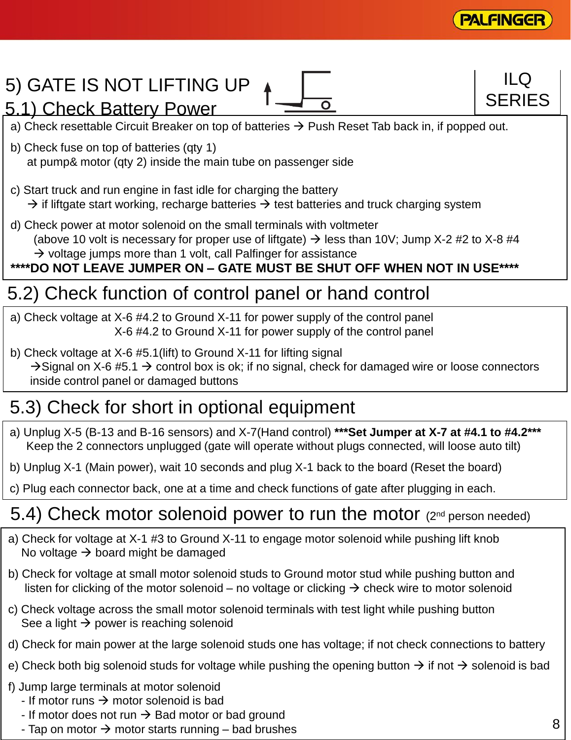ILQ SERIES

# 5) GATE IS NOT LIFTING UP

## 5.1) Check Battery Power

a) Check resettable Circuit Breaker on top of batteries → Push Reset Tab back in, if popped out.

b) Check fuse on top of batteries (qty 1)
at pump& motor (qty 2) inside the main tube on passenger side

c) Start truck and run engine in fast idle for charging the battery
→ if liftgate start working, recharge batteries → test batteries and truck charging system

d) Check power at motor solenoid on the small terminals with voltmeter
(above 10 volt is necessary for proper use of liftgate) → less than 10V; Jump X-2 #2 to X-8 #4
→ voltage jumps more than 1 volt, call Palfinger for assistance

****DO NOT LEAVE JUMPER ON – GATE MUST BE SHUT OFF WHEN NOT IN USE****

## 5.2) Check function of control panel or hand control

a) Check voltage at X-6 #4.2 to Ground X-11 for power supply of the control panel
X-6 #4.2 to Ground X-11 for power supply of the control panel

b) Check voltage at X-6 #5.1(lift) to Ground X-11 for lifting signal
→Signal on X-6 #5.1 → control box is ok; if no signal, check for damaged wire or loose connectors inside control panel or damaged buttons

## 5.3) Check for short in optional equipment

a) Unplug X-5 (B-13 and B-16 sensors) and X-7(Hand control) **\*\*\*Set Jumper at X-7 at #4.1 to #4.2\*\*\***
Keep the 2 connectors unplugged (gate will operate without plugs connected, will loose auto tilt)

b) Unplug X-1 (Main power), wait 10 seconds and plug X-1 back to the board (Reset the board)

c) Plug each connector back, one at a time and check functions of gate after plugging in each.

## 5.4) Check motor solenoid power to run the motor (2nd person needed)

a) Check for voltage at X-1 #3 to Ground X-11 to engage motor solenoid while pushing lift knob
No voltage → board might be damaged

b) Check for voltage at small motor solenoid studs to Ground motor stud while pushing button and listen for clicking of the motor solenoid – no voltage or clicking → check wire to motor solenoid

c) Check voltage across the small motor solenoid terminals with test light while pushing button
See a light → power is reaching solenoid

d) Check for main power at the large solenoid studs one has voltage; if not check connections to battery

e) Check both big solenoid studs for voltage while pushing the opening button → if not → solenoid is bad

f) Jump large terminals at motor solenoid
- If motor runs → motor solenoid is bad
- If motor does not run → Bad motor or bad ground
- Tap on motor → motor starts running – bad brushes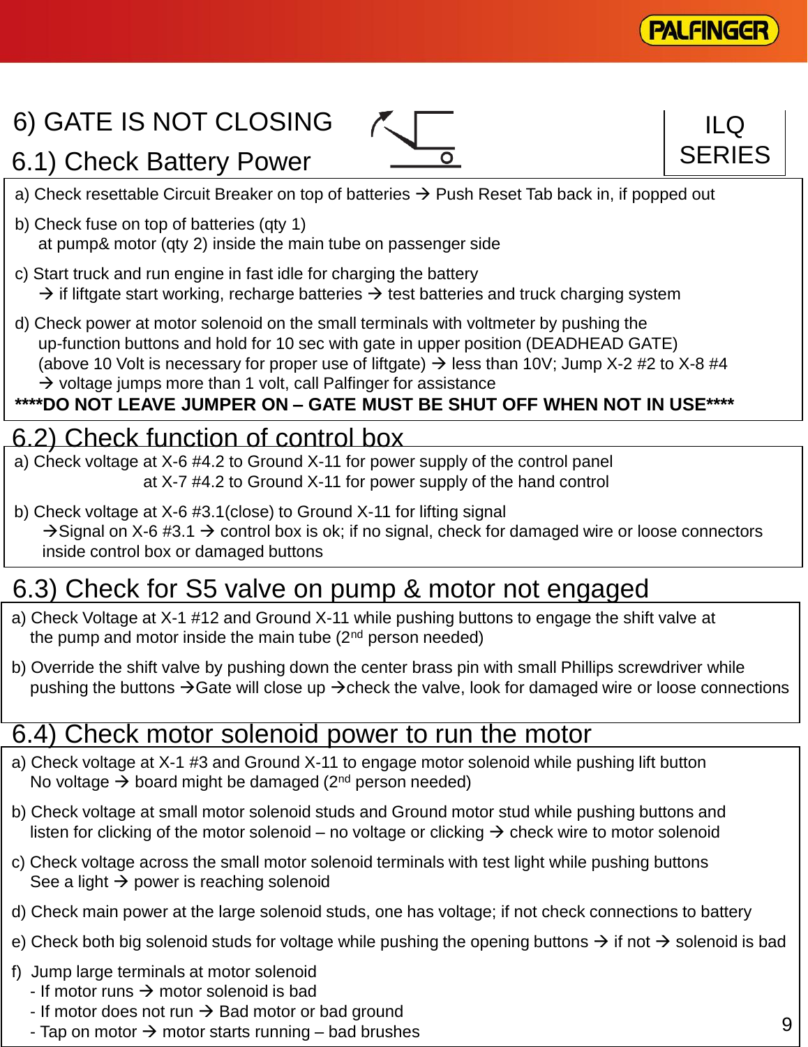# 6) GATE IS NOT CLOSING

ILQ SERIES

## 6.1) Check Battery Power

a) Check resettable Circuit Breaker on top of batteries → Push Reset Tab back in, if popped out

b) Check fuse on top of batteries (qty 1)
   at pump& motor (qty 2) inside the main tube on passenger side

c) Start truck and run engine in fast idle for charging the battery
   → if liftgate start working, recharge batteries → test batteries and truck charging system

d) Check power at motor solenoid on the small terminals with voltmeter by pushing the up-function buttons and hold for 10 sec with gate in upper position (DEADHEAD GATE)
   (above 10 Volt is necessary for proper use of liftgate) → less than 10V; Jump X-2 #2 to X-8 #4
   → voltage jumps more than 1 volt, call Palfinger for assistance

**\*\*\*\*DO NOT LEAVE JUMPER ON – GATE MUST BE SHUT OFF WHEN NOT IN USE\*\*\*\***

## 6.2) Check function of control box

a) Check voltage at X-6 #4.2 to Ground X-11 for power supply of the control panel
   at X-7 #4.2 to Ground X-11 for power supply of the hand control

b) Check voltage at X-6 #3.1(close) to Ground X-11 for lifting signal
   →Signal on X-6 #3.1 → control box is ok; if no signal, check for damaged wire or loose connectors inside control box or damaged buttons

## 6.3) Check for S5 valve on pump & motor not engaged

a) Check Voltage at X-1 #12 and Ground X-11 while pushing buttons to engage the shift valve at the pump and motor inside the main tube (2nd person needed)

b) Override the shift valve by pushing down the center brass pin with small Phillips screwdriver while pushing the buttons →Gate will close up →check the valve, look for damaged wire or loose connections

## 6.4) Check motor solenoid power to run the motor

a) Check voltage at X-1 #3 and Ground X-11 to engage motor solenoid while pushing lift button
   No voltage → board might be damaged (2nd person needed)

b) Check voltage at small motor solenoid studs and Ground motor stud while pushing buttons and listen for clicking of the motor solenoid – no voltage or clicking → check wire to motor solenoid

c) Check voltage across the small motor solenoid terminals with test light while pushing buttons
   See a light → power is reaching solenoid

d) Check main power at the large solenoid studs, one has voltage; if not check connections to battery

e) Check both big solenoid studs for voltage while pushing the opening buttons → if not → solenoid is bad

f) Jump large terminals at motor solenoid
   - If motor runs → motor solenoid is bad
   - If motor does not run → Bad motor or bad ground
   - Tap on motor → motor starts running – bad brushes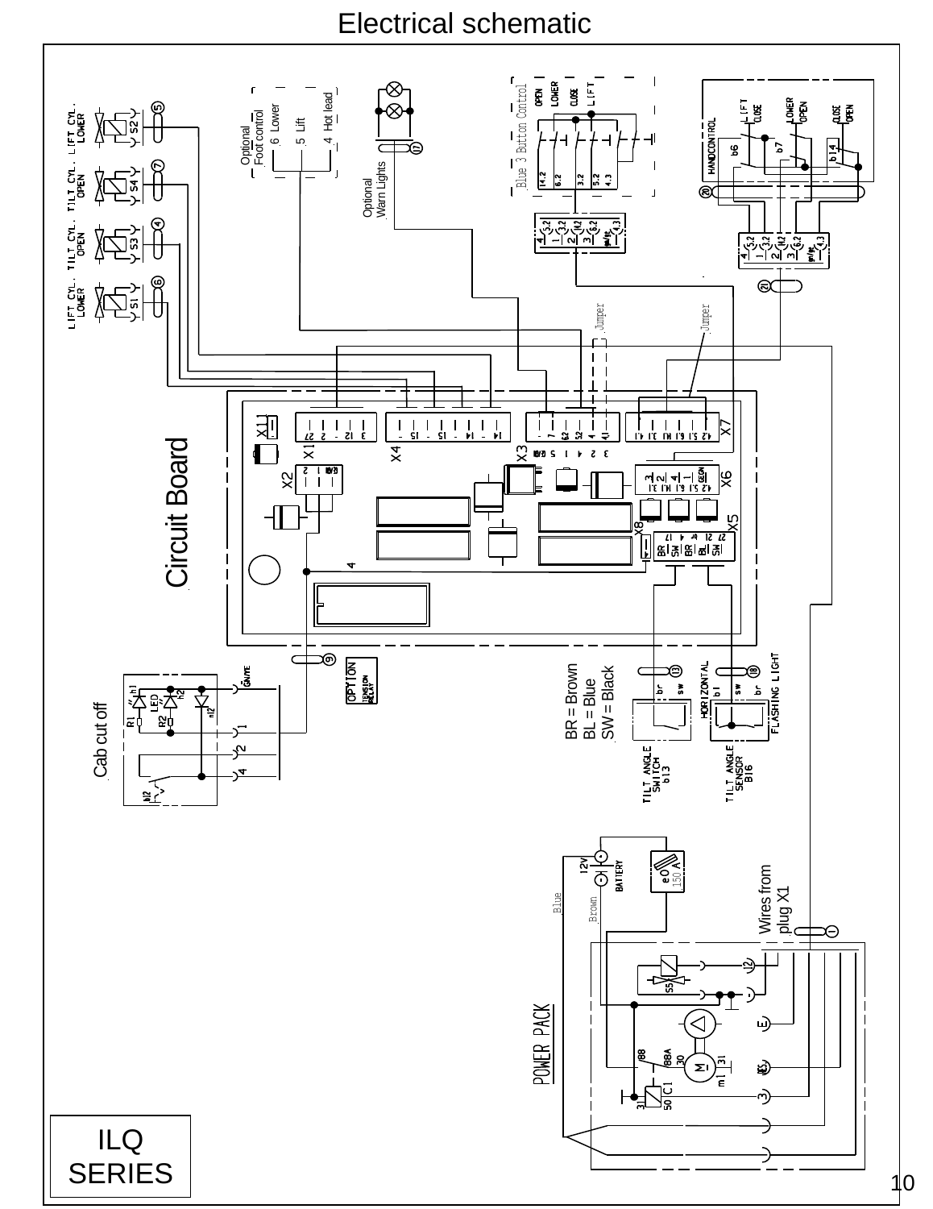# Electrical schematic

LIFT CYL. LOWER S2 (5)

TILT CYL. OPEN S4 (7)

TILT CYL. OPEN S3 (4)

LIFT CYL. LOWER S1 (6)

Optional Foot control
6 Lower
5 Lift
4 Hot lead

Optional Warn Lights (17)

Blue 3 Button Control
OPEN LOWER CLOSE LIFT

HANDCONTROL
LIFT CLOSE, LOWER OPEN, CLOSE OPEN
b6, b7, b14

(20)

(21)

Jumper

Jumper

Circuit Board

X11, X1, X2, X4, X3, X7, X6, X5, X8

OPTION TENSION RELAY (9)

Cab cut off

GN/YE, 1, 2, 4

R1, R2, LED, h1, h2, h12

BR = Brown
BL = Blue
SW = Black

TILT ANGLE SWITCH b13 (13)

TILT ANGLE SENSOR B16 (18)

HORIZONTAL

FLASHING LIGHT

12V BATTERY

150 A

Blue

Brown

Wires from plug X1

POWER PACK

S5, M, C1, 88, 88A, 30, 31, 50

ILQ SERIES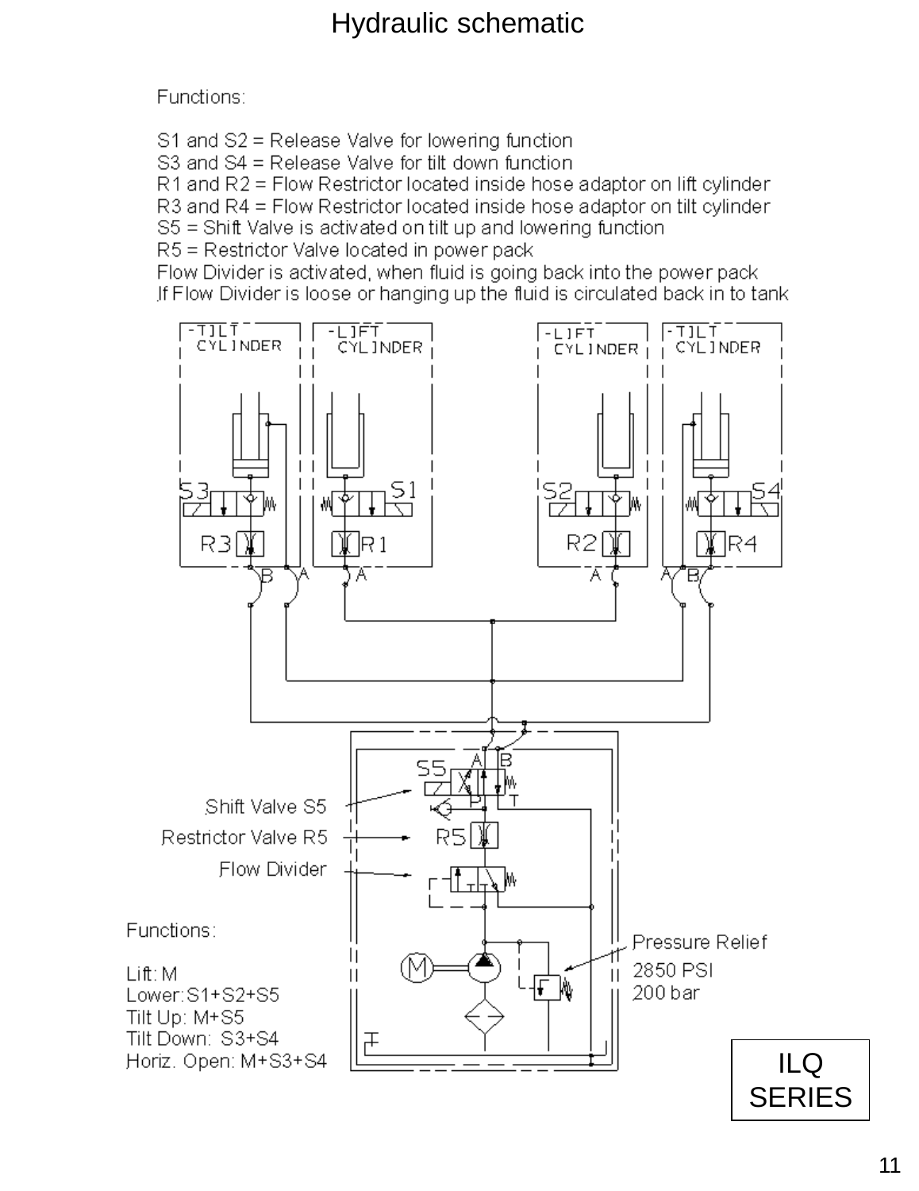# Hydraulic schematic

Functions:

S1 and S2 = Release Valve for lowering function
S3 and S4 = Release Valve for tilt down function
R1 and R2 = Flow Restrictor located inside hose adaptor on lift cylinder
R3 and R4 = Flow Restrictor located inside hose adaptor on tilt cylinder
S5 = Shift Valve is activated on tilt up and lowering function
R5 = Restrictor Valve located in power pack
Flow Divider is activated, when fluid is going back into the power pack
If Flow Divider is loose or hanging up the fluid is circulated back in to tank

TILT CYLINDER
LIFT CYLINDER
LIFT CYLINDER
TILT CYLINDER
S3
S1
S2
S4
R3
R1
R2
R4
B A A A A B
S5 A B
P T
R5

Shift Valve S5
Restrictor Valve R5
Flow Divider

Pressure Relief
2850 PSI
200 bar

Functions:

Lift: M
Lower: S1+S2+S5
Tilt Up: M+S5
Tilt Down: S3+S4
Horiz. Open: M+S3+S4

ILQ SERIES